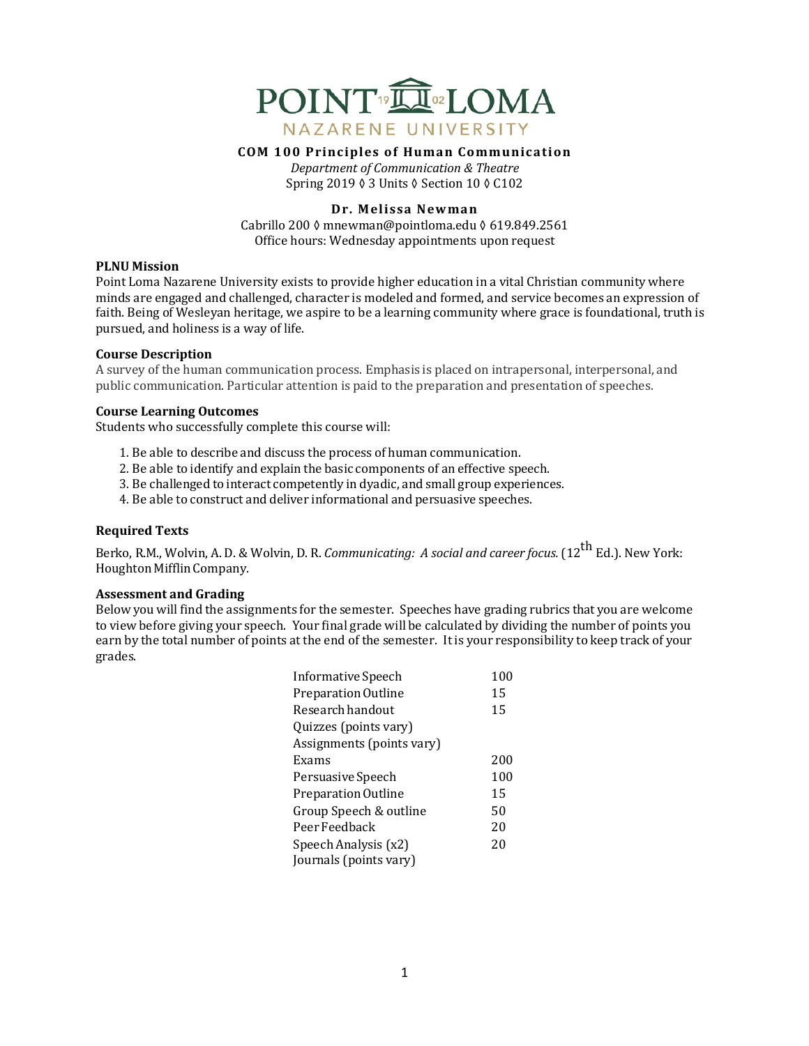# POINT LOMA NAZARENE UNIVERSITY

**COM 100 Principles of Human Communication**

*Department of Communication & Theatre*

Spring 2019 ◊ 3 Units ◊ Section 10 ◊ C102

**Dr. Melissa Newman**

Cabrillo 200 ◊ mnewman@pointloma.edu ◊ 619.849.2561

Office hours: Wednesday appointments upon request

**PLNU Mission**

Point Loma Nazarene University exists to provide higher education in a vital Christian community where minds are engaged and challenged, character is modeled and formed, and service becomes an expression of faith. Being of Wesleyan heritage, we aspire to be a learning community where grace is foundational, truth is pursued, and holiness is a way of life.

**Course Description**

A survey of the human communication process. Emphasis is placed on intrapersonal, interpersonal, and public communication. Particular attention is paid to the preparation and presentation of speeches.

**Course Learning Outcomes**

Students who successfully complete this course will:

1. Be able to describe and discuss the process of human communication.
2. Be able to identify and explain the basic components of an effective speech.
3. Be challenged to interact competently in dyadic, and small group experiences.
4. Be able to construct and deliver informational and persuasive speeches.

**Required Texts**

Berko, R.M., Wolvin, A. D. & Wolvin, D. R. *Communicating: A social and career focus.* (12th Ed.). New York: Houghton Mifflin Company.

**Assessment and Grading**

Below you will find the assignments for the semester. Speeches have grading rubrics that you are welcome to view before giving your speech. Your final grade will be calculated by dividing the number of points you earn by the total number of points at the end of the semester. It is your responsibility to keep track of your grades.

| Assignment | Points |
|---|---|
| Informative Speech | 100 |
| Preparation Outline | 15 |
| Research handout | 15 |
| Quizzes (points vary) | |
| Assignments (points vary) | |
| Exams | 200 |
| Persuasive Speech | 100 |
| Preparation Outline | 15 |
| Group Speech & outline | 50 |
| Peer Feedback | 20 |
| Speech Analysis (x2) | 20 |
| Journals (points vary) | |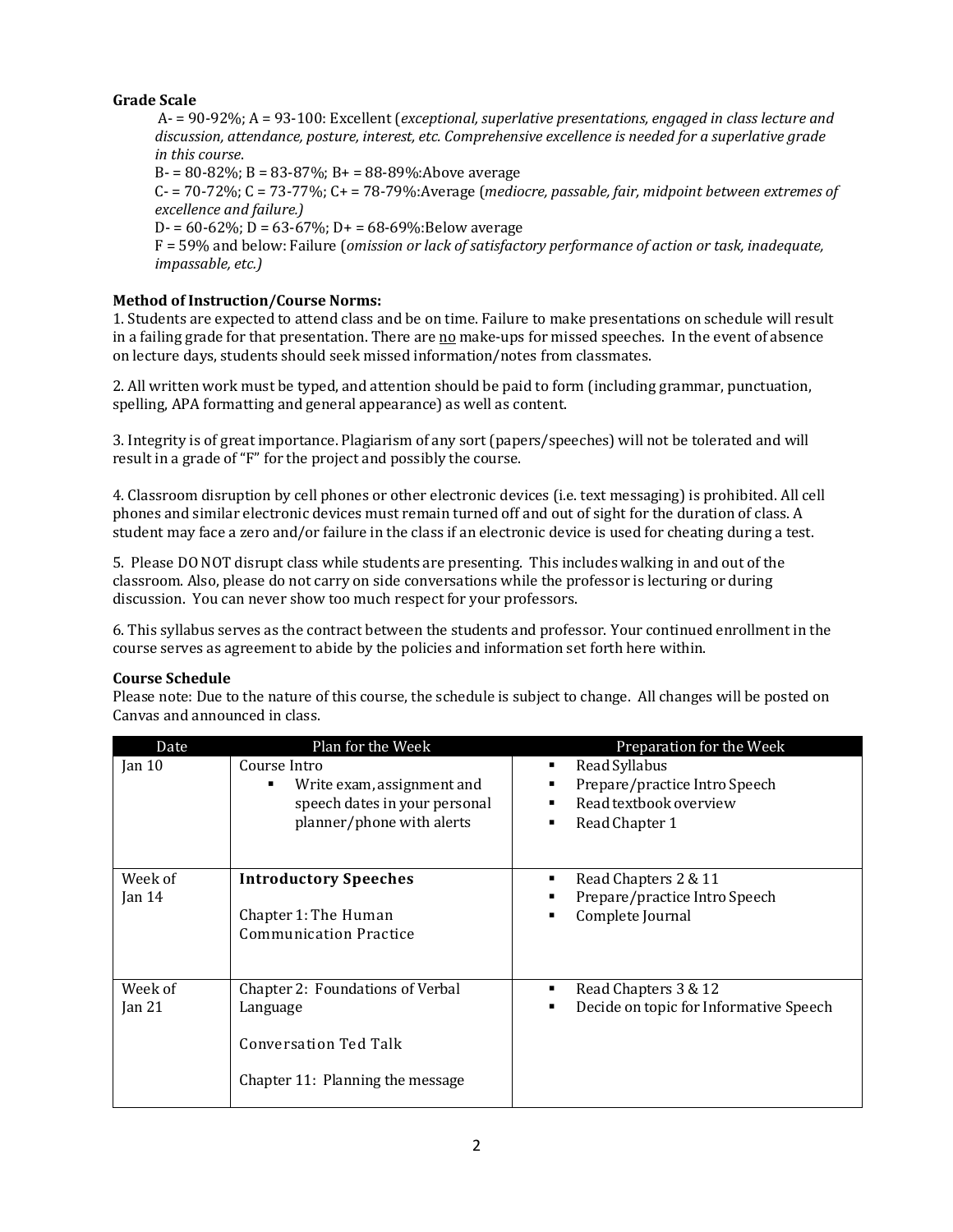**Grade Scale**

A- = 90-92%; A = 93-100: Excellent (*exceptional, superlative presentations, engaged in class lecture and discussion, attendance, posture, interest, etc. Comprehensive excellence is needed for a superlative grade in this course*.

B- = 80-82%; B = 83-87%; B+ = 88-89%:Above average

C- = 70-72%; C = 73-77%; C+ = 78-79%:Average (*mediocre, passable, fair, midpoint between extremes of excellence and failure.)*

D- = 60-62%; D = 63-67%; D+ = 68-69%:Below average

F = 59% and below: Failure (*omission or lack of satisfactory performance of action or task, inadequate, impassable, etc.)*

**Method of Instruction/Course Norms:**

1. Students are expected to attend class and be on time. Failure to make presentations on schedule will result in a failing grade for that presentation. There are <u>no</u> make-ups for missed speeches. In the event of absence on lecture days, students should seek missed information/notes from classmates.

2. All written work must be typed, and attention should be paid to form (including grammar, punctuation, spelling, APA formatting and general appearance) as well as content.

3. Integrity is of great importance. Plagiarism of any sort (papers/speeches) will not be tolerated and will result in a grade of "F" for the project and possibly the course.

4. Classroom disruption by cell phones or other electronic devices (i.e. text messaging) is prohibited. All cell phones and similar electronic devices must remain turned off and out of sight for the duration of class. A student may face a zero and/or failure in the class if an electronic device is used for cheating during a test.

5. Please DO NOT disrupt class while students are presenting. This includes walking in and out of the classroom. Also, please do not carry on side conversations while the professor is lecturing or during discussion. You can never show too much respect for your professors.

6. This syllabus serves as the contract between the students and professor. Your continued enrollment in the course serves as agreement to abide by the policies and information set forth here within.

**Course Schedule**

Please note: Due to the nature of this course, the schedule is subject to change. All changes will be posted on Canvas and announced in class.

| Date | Plan for the Week | Preparation for the Week |
|---|---|---|
| Jan 10 | Course Intro<br>▪ Write exam, assignment and speech dates in your personal planner/phone with alerts | ▪ Read Syllabus<br>▪ Prepare/practice Intro Speech<br>▪ Read textbook overview<br>▪ Read Chapter 1 |
| Week of Jan 14 | **Introductory Speeches**<br><br>Chapter 1: The Human Communication Practice | ▪ Read Chapters 2 & 11<br>▪ Prepare/practice Intro Speech<br>▪ Complete Journal |
| Week of Jan 21 | Chapter 2: Foundations of Verbal Language<br><br>Conversation Ted Talk<br><br>Chapter 11: Planning the message | ▪ Read Chapters 3 & 12<br>▪ Decide on topic for Informative Speech |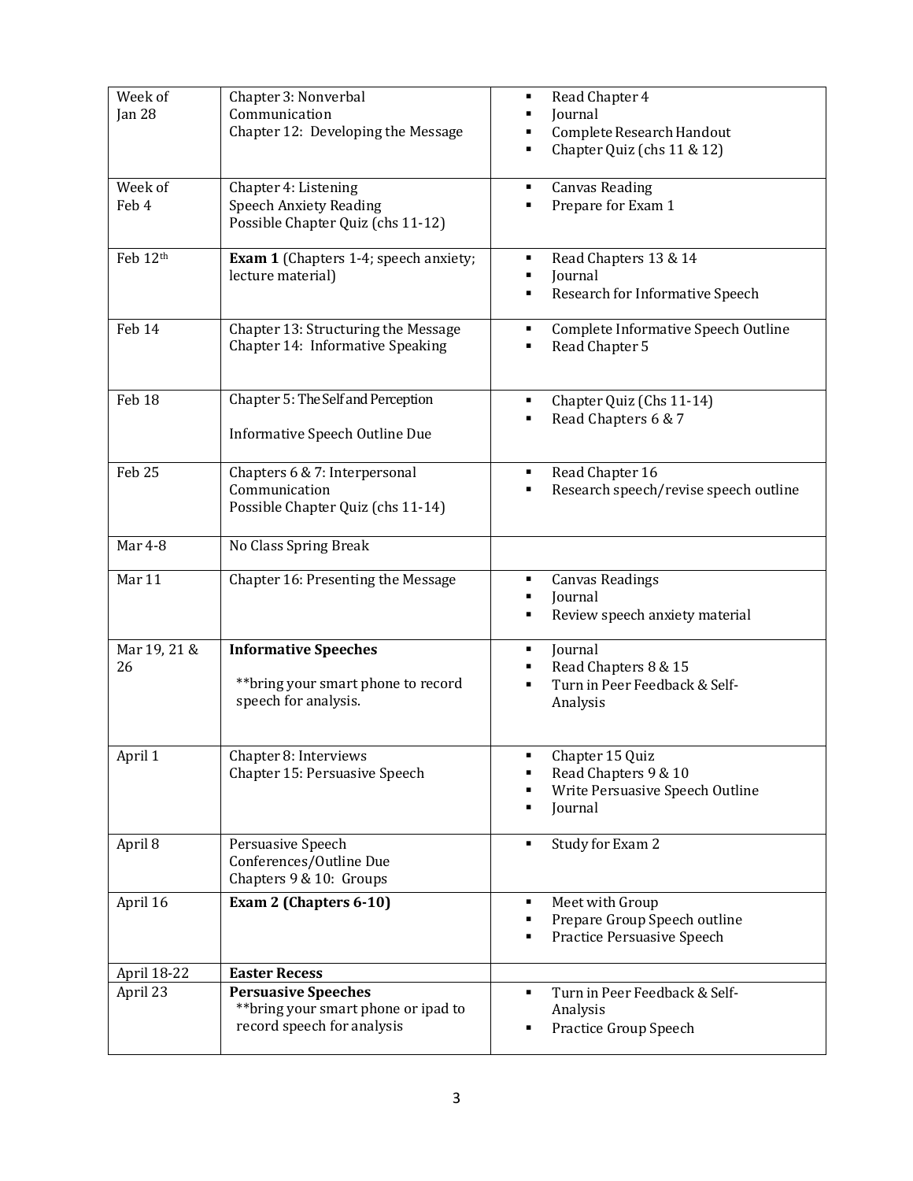| Week of Jan 28 | Chapter 3: Nonverbal Communication<br>Chapter 12: Developing the Message | ▪ Read Chapter 4<br>▪ Journal<br>▪ Complete Research Handout<br>▪ Chapter Quiz (chs 11 & 12) |
|---|---|---|
| Week of Feb 4 | Chapter 4: Listening<br>Speech Anxiety Reading<br>Possible Chapter Quiz (chs 11-12) | ▪ Canvas Reading<br>▪ Prepare for Exam 1 |
| Feb 12th | **Exam 1** (Chapters 1-4; speech anxiety; lecture material) | ▪ Read Chapters 13 & 14<br>▪ Journal<br>▪ Research for Informative Speech |
| Feb 14 | Chapter 13: Structuring the Message<br>Chapter 14: Informative Speaking | ▪ Complete Informative Speech Outline<br>▪ Read Chapter 5 |
| Feb 18 | Chapter 5: The Self and Perception<br><br>Informative Speech Outline Due | ▪ Chapter Quiz (Chs 11-14)<br>▪ Read Chapters 6 & 7 |
| Feb 25 | Chapters 6 & 7: Interpersonal Communication<br>Possible Chapter Quiz (chs 11-14) | ▪ Read Chapter 16<br>▪ Research speech/revise speech outline |
| Mar 4-8 | No Class Spring Break | |
| Mar 11 | Chapter 16: Presenting the Message | ▪ Canvas Readings<br>▪ Journal<br>▪ Review speech anxiety material |
| Mar 19, 21 & 26 | **Informative Speeches**<br><br>**bring your smart phone to record speech for analysis. | ▪ Journal<br>▪ Read Chapters 8 & 15<br>▪ Turn in Peer Feedback & Self-Analysis |
| April 1 | Chapter 8: Interviews<br>Chapter 15: Persuasive Speech | ▪ Chapter 15 Quiz<br>▪ Read Chapters 9 & 10<br>▪ Write Persuasive Speech Outline<br>▪ Journal |
| April 8 | Persuasive Speech Conferences/Outline Due<br>Chapters 9 & 10: Groups | ▪ Study for Exam 2 |
| April 16 | **Exam 2 (Chapters 6-10)** | ▪ Meet with Group<br>▪ Prepare Group Speech outline<br>▪ Practice Persuasive Speech |
| April 18-22 | **Easter Recess** | |
| April 23 | **Persuasive Speeches**<br>**bring your smart phone or ipad to record speech for analysis | ▪ Turn in Peer Feedback & Self-Analysis<br>▪ Practice Group Speech |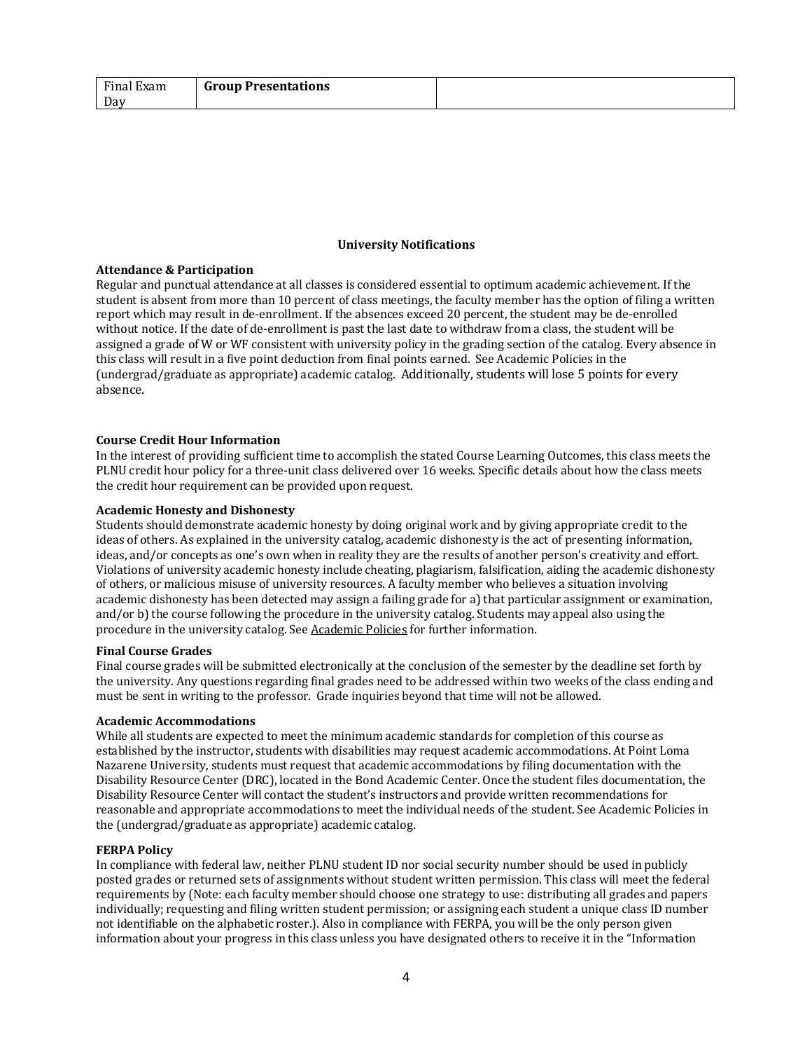| Final Exam Day | **Group Presentations** | |
|---|---|---|

## University Notifications

**Attendance & Participation**

Regular and punctual attendance at all classes is considered essential to optimum academic achievement. If the student is absent from more than 10 percent of class meetings, the faculty member has the option of filing a written report which may result in de-enrollment. If the absences exceed 20 percent, the student may be de-enrolled without notice. If the date of de-enrollment is past the last date to withdraw from a class, the student will be assigned a grade of W or WF consistent with university policy in the grading section of the catalog. Every absence in this class will result in a five point deduction from final points earned. See Academic Policies in the (undergrad/graduate as appropriate) academic catalog. Additionally, students will lose 5 points for every absence.

**Course Credit Hour Information**

In the interest of providing sufficient time to accomplish the stated Course Learning Outcomes, this class meets the PLNU credit hour policy for a three-unit class delivered over 16 weeks. Specific details about how the class meets the credit hour requirement can be provided upon request.

**Academic Honesty and Dishonesty**

Students should demonstrate academic honesty by doing original work and by giving appropriate credit to the ideas of others. As explained in the university catalog, academic dishonesty is the act of presenting information, ideas, and/or concepts as one's own when in reality they are the results of another person's creativity and effort. Violations of university academic honesty include cheating, plagiarism, falsification, aiding the academic dishonesty of others, or malicious misuse of university resources. A faculty member who believes a situation involving academic dishonesty has been detected may assign a failing grade for a) that particular assignment or examination, and/or b) the course following the procedure in the university catalog. Students may appeal also using the procedure in the university catalog. See Academic Policies for further information.

**Final Course Grades**

Final course grades will be submitted electronically at the conclusion of the semester by the deadline set forth by the university. Any questions regarding final grades need to be addressed within two weeks of the class ending and must be sent in writing to the professor. Grade inquiries beyond that time will not be allowed.

**Academic Accommodations**

While all students are expected to meet the minimum academic standards for completion of this course as established by the instructor, students with disabilities may request academic accommodations. At Point Loma Nazarene University, students must request that academic accommodations by filing documentation with the Disability Resource Center (DRC), located in the Bond Academic Center. Once the student files documentation, the Disability Resource Center will contact the student's instructors and provide written recommendations for reasonable and appropriate accommodations to meet the individual needs of the student. See Academic Policies in the (undergrad/graduate as appropriate) academic catalog.

**FERPA Policy**

In compliance with federal law, neither PLNU student ID nor social security number should be used in publicly posted grades or returned sets of assignments without student written permission. This class will meet the federal requirements by (Note: each faculty member should choose one strategy to use: distributing all grades and papers individually; requesting and filing written student permission; or assigning each student a unique class ID number not identifiable on the alphabetic roster.). Also in compliance with FERPA, you will be the only person given information about your progress in this class unless you have designated others to receive it in the "Information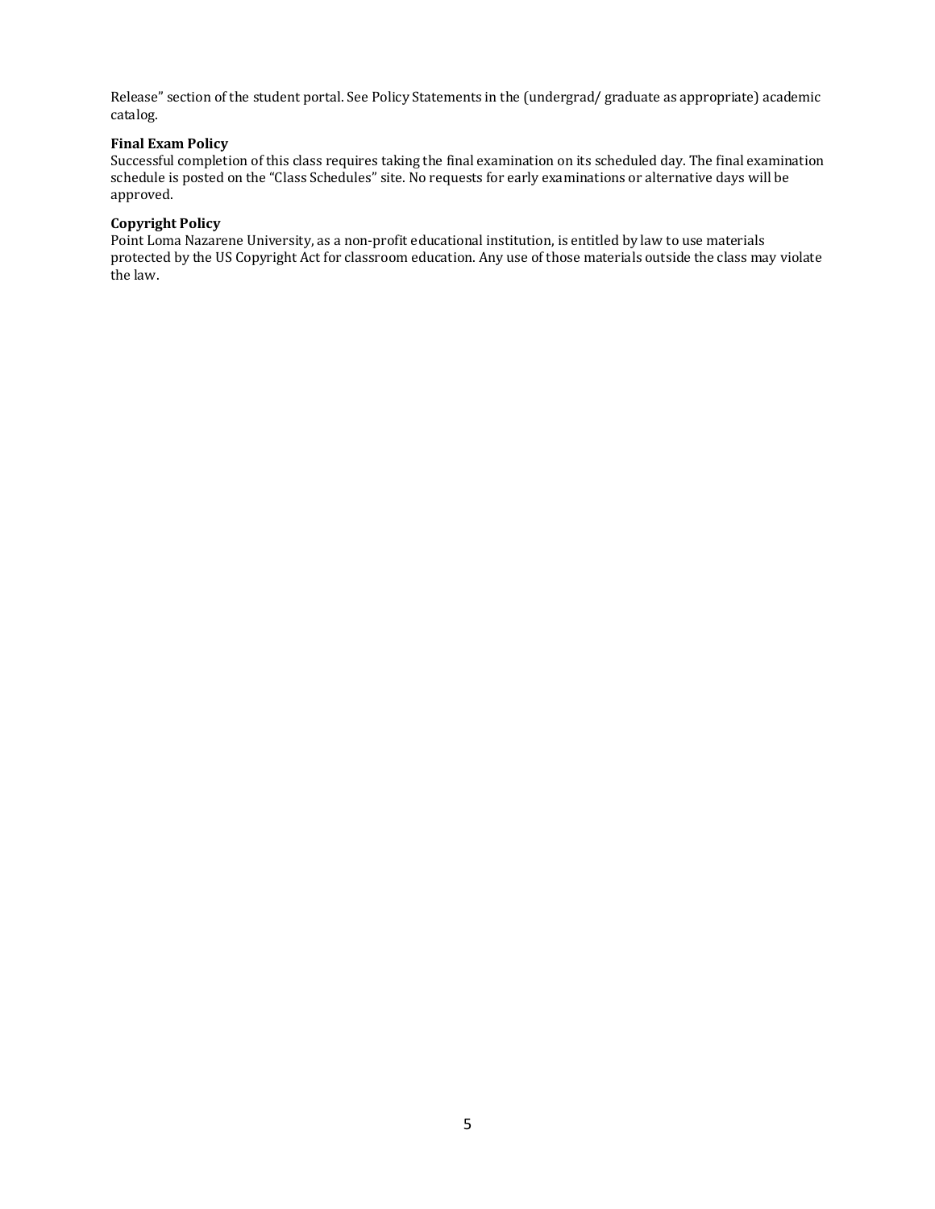Release" section of the student portal. See Policy Statements in the (undergrad/ graduate as appropriate) academic catalog.

**Final Exam Policy**
Successful completion of this class requires taking the final examination on its scheduled day. The final examination schedule is posted on the "Class Schedules" site. No requests for early examinations or alternative days will be approved.

**Copyright Policy**
Point Loma Nazarene University, as a non-profit educational institution, is entitled by law to use materials protected by the US Copyright Act for classroom education. Any use of those materials outside the class may violate the law.